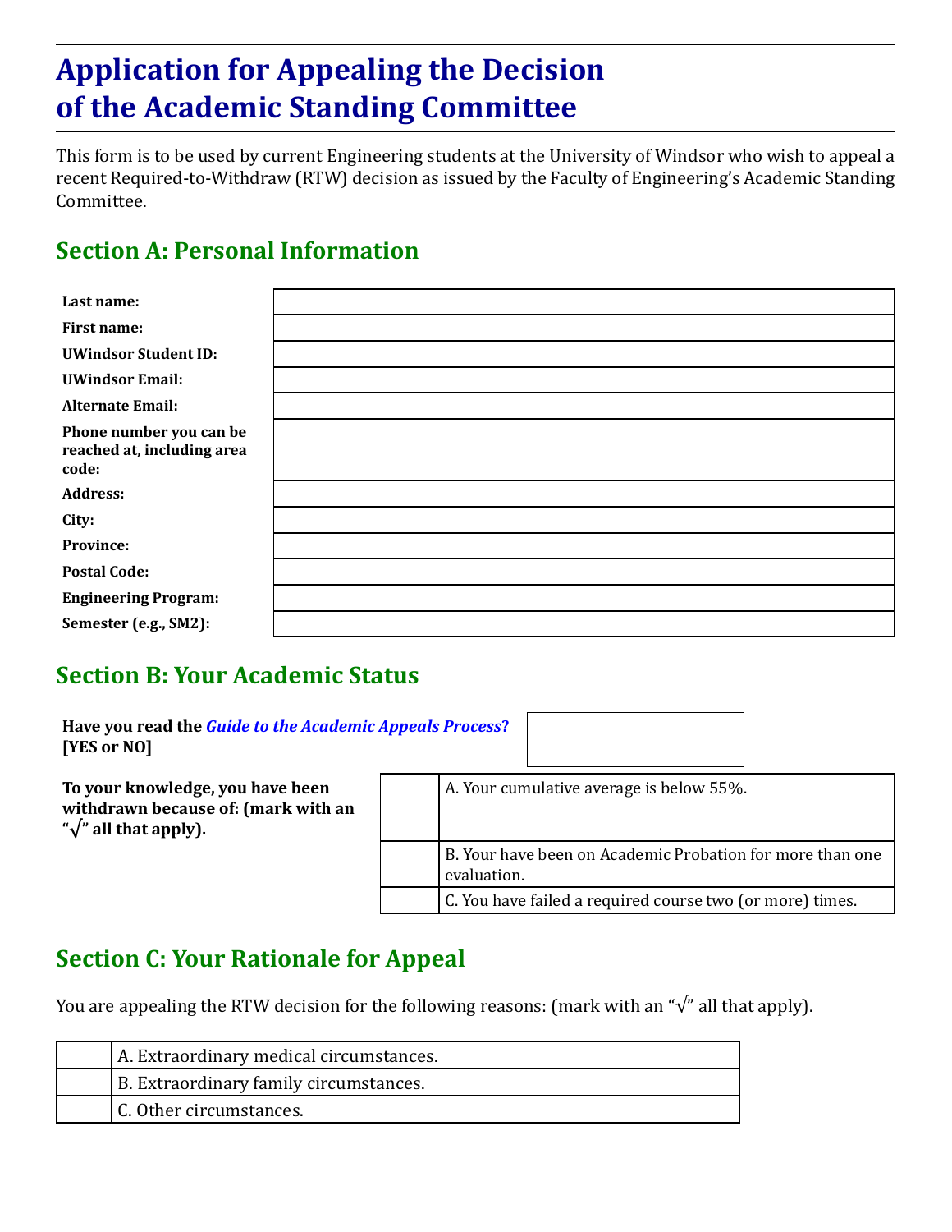# Application for Appealing the Decision of the Academic Standing Committee

This form is to be used by current Engineering students at the University of Windsor who wish to appeal a recent Required-to-Withdraw (RTW) decision as issued by the Faculty of Engineering's Academic Standing Committee.

## Section A: Personal Information

| | |
|---|---|
| **Last name:** | |
| **First name:** | |
| **UWindsor Student ID:** | |
| **UWindsor Email:** | |
| **Alternate Email:** | |
| **Phone number you can be reached at, including area code:** | |
| **Address:** | |
| **City:** | |
| **Province:** | |
| **Postal Code:** | |
| **Engineering Program:** | |
| **Semester (e.g., SM2):** | |

## Section B: Your Academic Status

**Have you read the *Guide to the Academic Appeals Process*? [YES or NO]**

**To your knowledge, you have been withdrawn because of: (mark with an "√" all that apply).**

| | |
|---|---|
| | A. Your cumulative average is below 55%. |
| | B. Your have been on Academic Probation for more than one evaluation. |
| | C. You have failed a required course two (or more) times. |

## Section C: Your Rationale for Appeal

You are appealing the RTW decision for the following reasons: (mark with an "√" all that apply).

| | |
|---|---|
| | A. Extraordinary medical circumstances. |
| | B. Extraordinary family circumstances. |
| | C. Other circumstances. |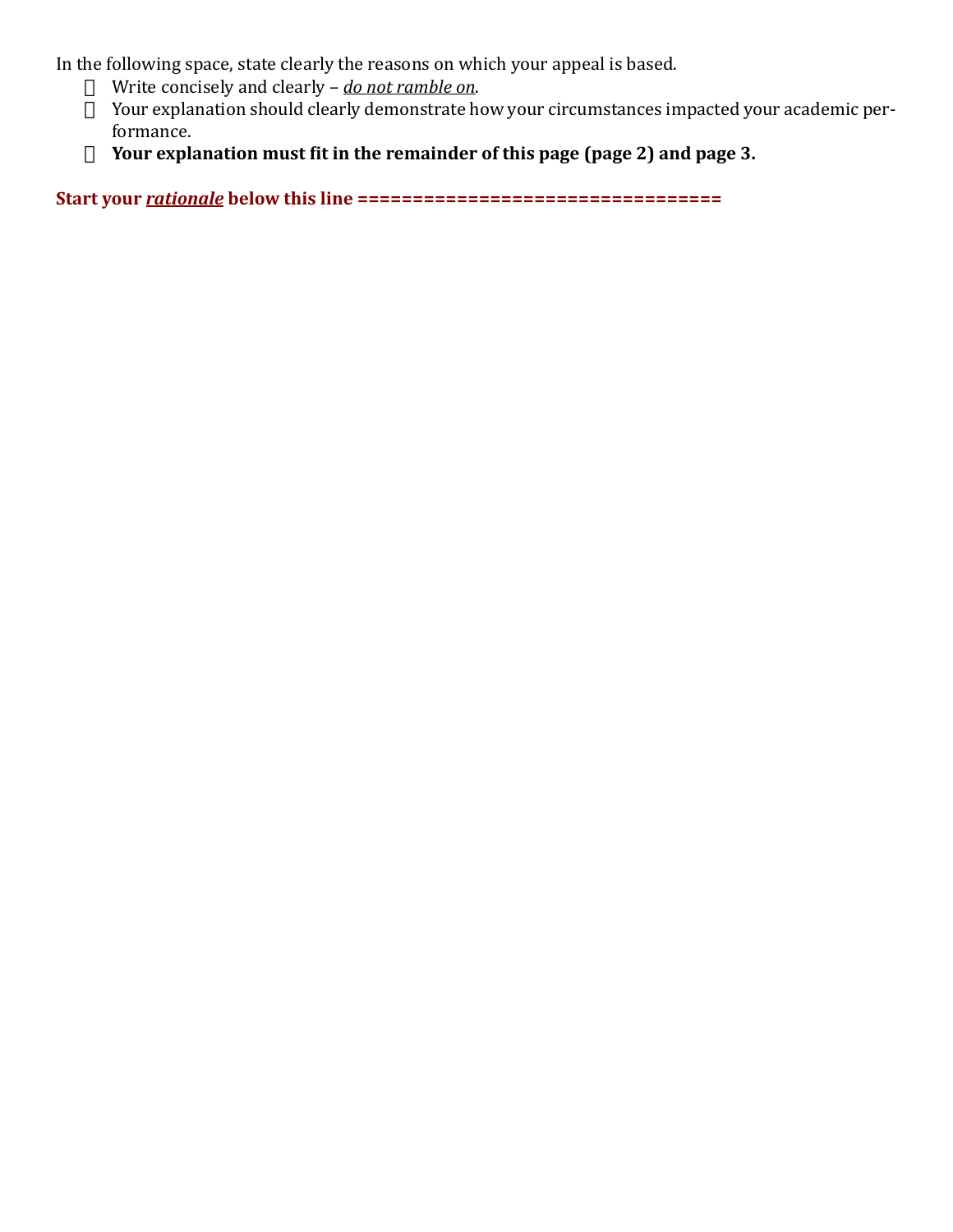In the following space, state clearly the reasons on which your appeal is based.

- Write concisely and clearly – ***do not ramble on***.
- Your explanation should clearly demonstrate how your circumstances impacted your academic performance.
- **Your explanation must fit in the remainder of this page (page 2) and page 3.**

**Start your *rationale* below this line ==================================**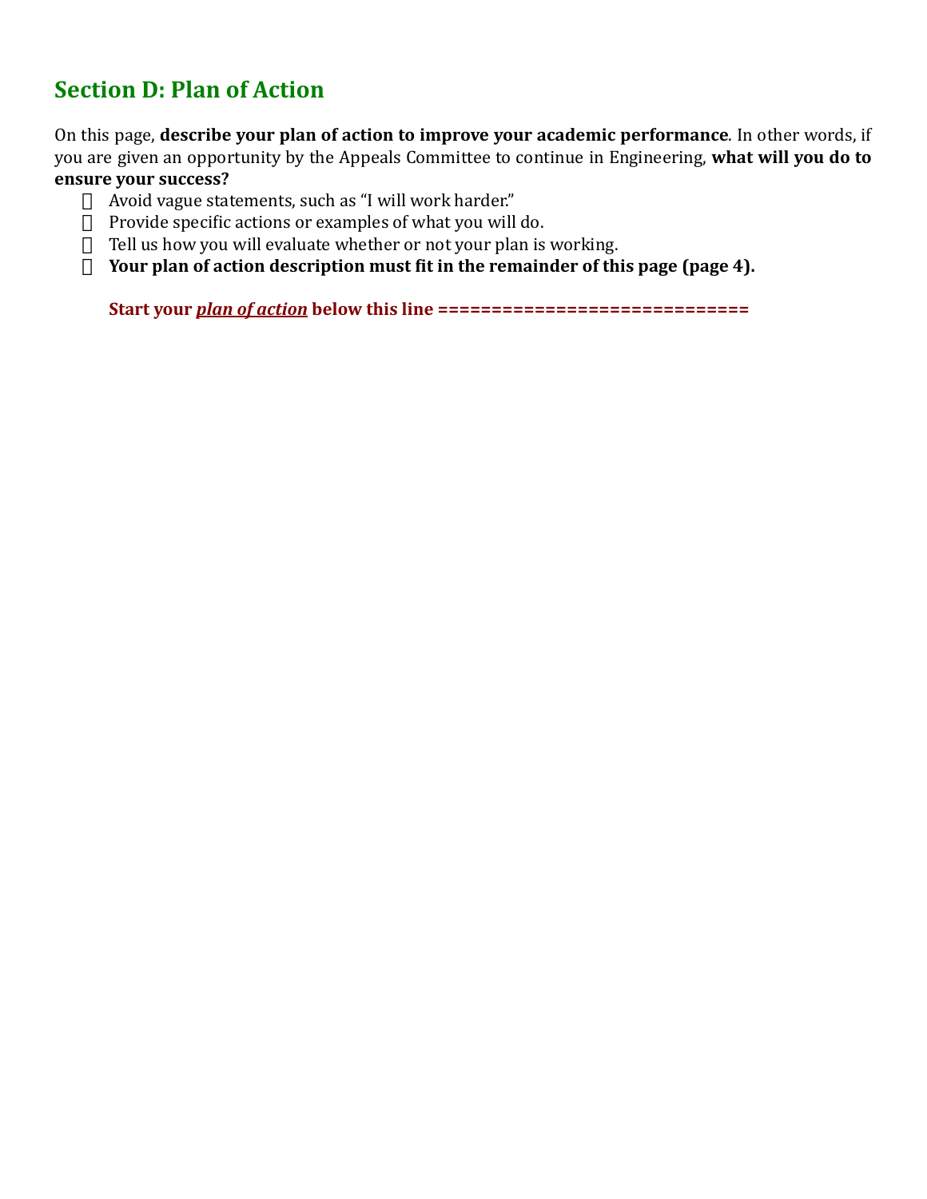## Section D: Plan of Action

On this page, **describe your plan of action to improve your academic performance**. In other words, if you are given an opportunity by the Appeals Committee to continue in Engineering, **what will you do to ensure your success?**

- Avoid vague statements, such as "I will work harder."
- Provide specific actions or examples of what you will do.
- Tell us how you will evaluate whether or not your plan is working.
- **Your plan of action description must fit in the remainder of this page (page 4).**

**Start your *plan of action* below this line ==============================**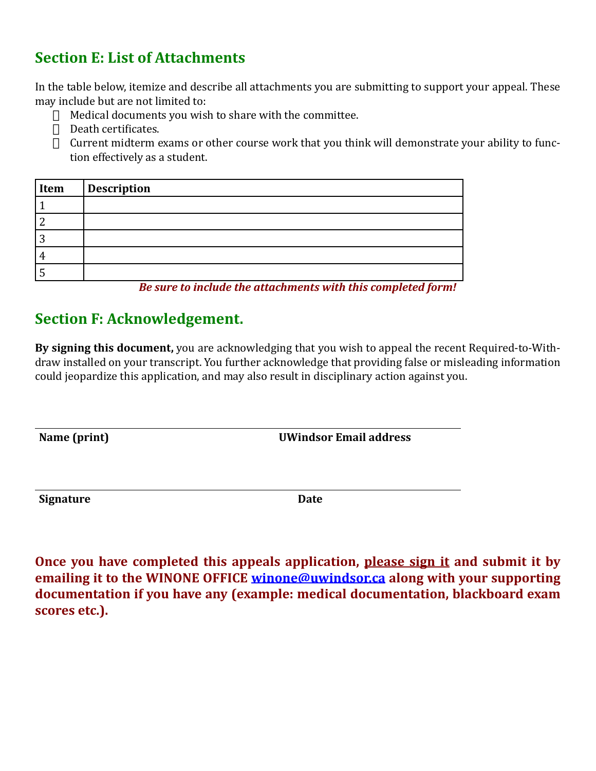## Section E: List of Attachments

In the table below, itemize and describe all attachments you are submitting to support your appeal. These may include but are not limited to:

- Medical documents you wish to share with the committee.
- Death certificates.
- Current midterm exams or other course work that you think will demonstrate your ability to function effectively as a student.

| Item | Description |
| --- | --- |
| 1 | |
| 2 | |
| 3 | |
| 4 | |
| 5 | |

***Be sure to include the attachments with this completed form!***

## Section F: Acknowledgement.

**By signing this document,** you are acknowledging that you wish to appeal the recent Required-to-Withdraw installed on your transcript. You further acknowledge that providing false or misleading information could jeopardize this application, and may also result in disciplinary action against you.

**Name (print)** **UWindsor Email address**

**Signature** **Date**

**Once you have completed this appeals application, please sign it and submit it by emailing it to the WINONE OFFICE [winone@uwindsor.ca](mailto:winone@uwindsor.ca) along with your supporting documentation if you have any (example: medical documentation, blackboard exam scores etc.).**